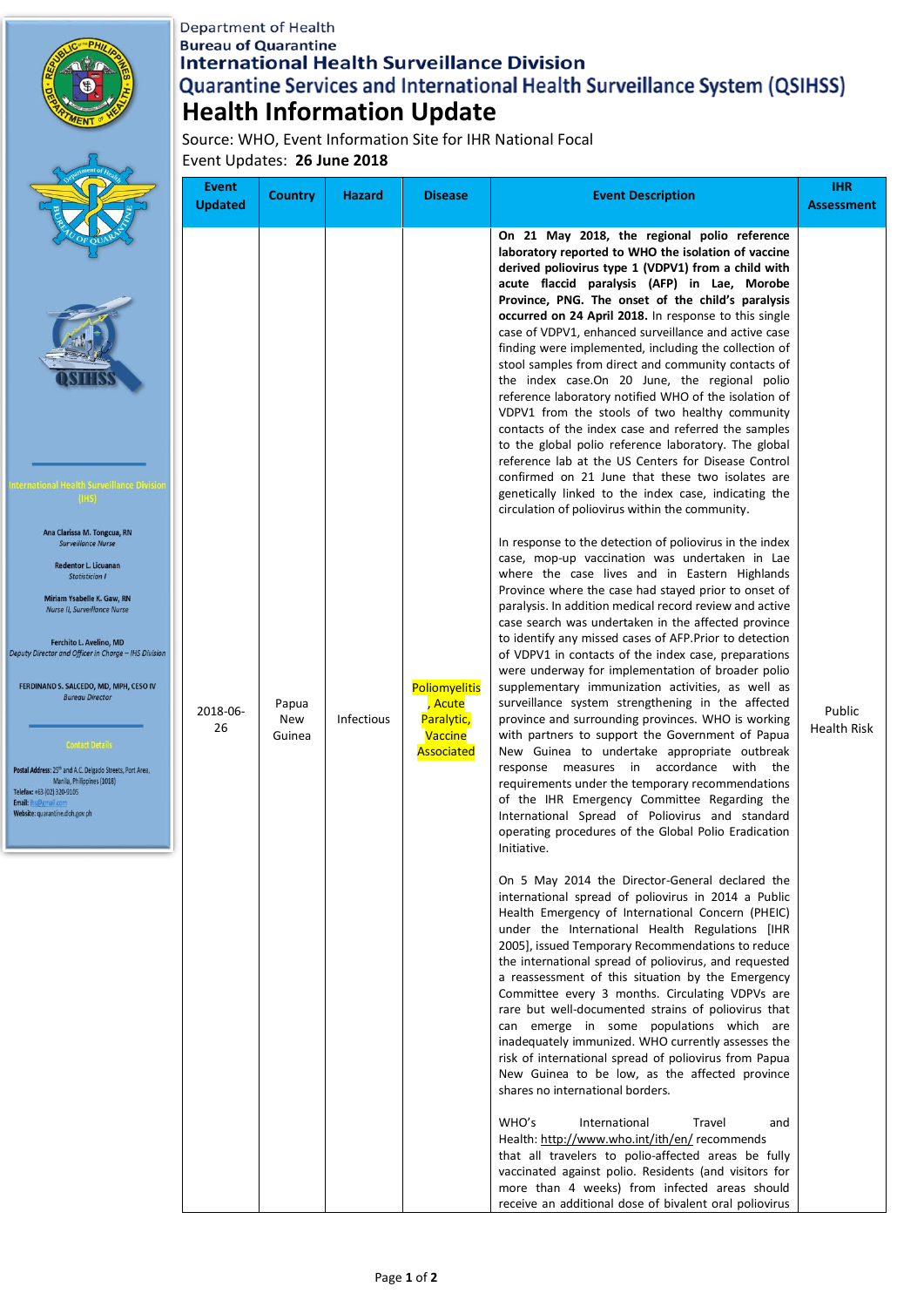Department of Health
Bureau of Quarantine
International Health Surveillance Division
Quarantine Services and International Health Surveillance System (QSIHSS)

# Health Information Update

Source: WHO, Event Information Site for IHR National Focal
Event Updates: **26 June 2018**

International Health Surveillance Division (IHS)

Ana Clarissa M. Tongcua, RN
*Surveillance Nurse*

Redentor L. Licuanan
*Statistician I*

Miriam Ysabelle K. Gaw, RN
*Nurse II, Surveillance Nurse*

Ferchito L. Avelino, MD
*Deputy Director and Officer in Charge – IHS Division*

FERDINAND S. SALCEDO, MD, MPH, CESO IV
*Bureau Director*

Contact Details

Postal Address: 25th and A.C. Delgado Streets, Port Area, Manila, Philippines (1018)
Telefax: +63 (02) 320-9105
Email: ihs@gmail.com
Website: quarantine.doh.gov.ph

| Event Updated | Country | Hazard | Disease | Event Description | IHR Assessment |
|---|---|---|---|---|---|
| 2018-06-26 | Papua New Guinea | Infectious | Poliomyelitis, Acute Paralytic, Vaccine Associated | **On 21 May 2018, the regional polio reference laboratory reported to WHO the isolation of vaccine derived poliovirus type 1 (VDPV1) from a child with acute flaccid paralysis (AFP) in Lae, Morobe Province, PNG. The onset of the child's paralysis occurred on 24 April 2018.** In response to this single case of VDPV1, enhanced surveillance and active case finding were implemented, including the collection of stool samples from direct and community contacts of the index case.On 20 June, the regional polio reference laboratory notified WHO of the isolation of VDPV1 from the stools of two healthy community contacts of the index case and referred the samples to the global polio reference laboratory. The global reference lab at the US Centers for Disease Control confirmed on 21 June that these two isolates are genetically linked to the index case, indicating the circulation of poliovirus within the community.<br><br>In response to the detection of poliovirus in the index case, mop-up vaccination was undertaken in Lae where the case lives and in Eastern Highlands Province where the case had stayed prior to onset of paralysis. In addition medical record review and active case search was undertaken in the affected province to identify any missed cases of AFP.Prior to detection of VDPV1 in contacts of the index case, preparations were underway for implementation of broader polio supplementary immunization activities, as well as surveillance system strengthening in the affected province and surrounding provinces. WHO is working with partners to support the Government of Papua New Guinea to undertake appropriate outbreak response measures in accordance with the requirements under the temporary recommendations of the IHR Emergency Committee Regarding the International Spread of Poliovirus and standard operating procedures of the Global Polio Eradication Initiative.<br><br>On 5 May 2014 the Director-General declared the international spread of poliovirus in 2014 a Public Health Emergency of International Concern (PHEIC) under the International Health Regulations [IHR 2005], issued Temporary Recommendations to reduce the international spread of poliovirus, and requested a reassessment of this situation by the Emergency Committee every 3 months. Circulating VDPVs are rare but well-documented strains of poliovirus that can emerge in some populations which are inadequately immunized. WHO currently assesses the risk of international spread of poliovirus from Papua New Guinea to be low, as the affected province shares no international borders.<br><br>WHO's International Travel and Health: http://www.who.int/ith/en/ recommends that all travelers to polio-affected areas be fully vaccinated against polio. Residents (and visitors for more than 4 weeks) from infected areas should receive an additional dose of bivalent oral poliovirus | Public Health Risk |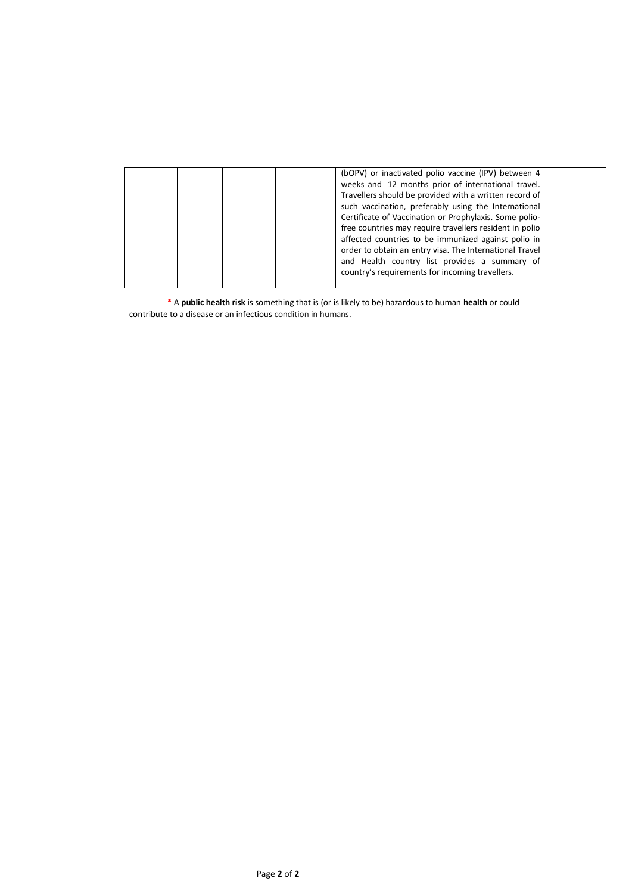| | | | | | |
|---|---|---|---|---|---|
| | | | | (bOPV) or inactivated polio vaccine (IPV) between 4 weeks and 12 months prior of international travel. Travellers should be provided with a written record of such vaccination, preferably using the International Certificate of Vaccination or Prophylaxis. Some polio-free countries may require travellers resident in polio affected countries to be immunized against polio in order to obtain an entry visa. The International Travel and Health country list provides a summary of country's requirements for incoming travellers. | |

* A **public health risk** is something that is (or is likely to be) hazardous to human **health** or could contribute to a disease or an infectious condition in humans.